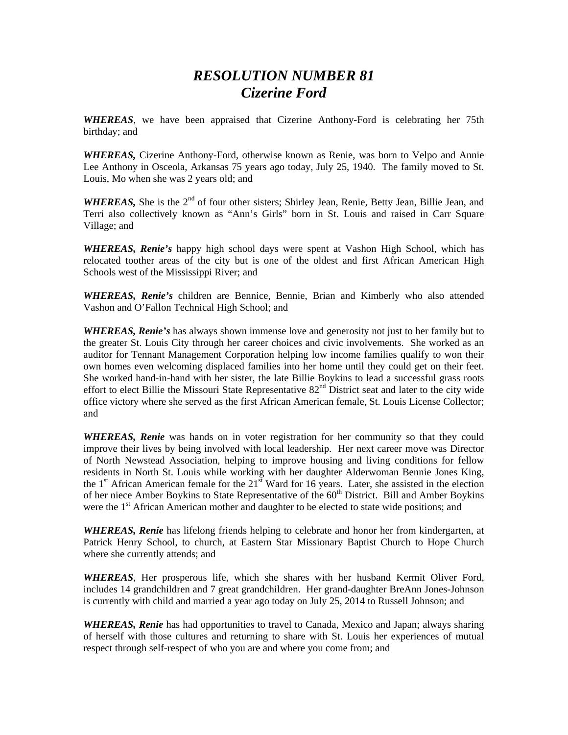# ***RESOLUTION NUMBER 81***
# ***Cizerine Ford***

***WHEREAS***, we have been appraised that Cizerine Anthony-Ford is celebrating her 75th birthday; and

***WHEREAS,*** Cizerine Anthony-Ford, otherwise known as Renie, was born to Velpo and Annie Lee Anthony in Osceola, Arkansas 75 years ago today, July 25, 1940. The family moved to St. Louis, Mo when she was 2 years old; and

***WHEREAS,*** She is the 2nd of four other sisters; Shirley Jean, Renie, Betty Jean, Billie Jean, and Terri also collectively known as "Ann's Girls" born in St. Louis and raised in Carr Square Village; and

***WHEREAS, Renie's*** happy high school days were spent at Vashon High School, which has relocated toother areas of the city but is one of the oldest and first African American High Schools west of the Mississippi River; and

***WHEREAS, Renie's*** children are Bennice, Bennie, Brian and Kimberly who also attended Vashon and O'Fallon Technical High School; and

***WHEREAS, Renie's*** has always shown immense love and generosity not just to her family but to the greater St. Louis City through her career choices and civic involvements. She worked as an auditor for Tennant Management Corporation helping low income families qualify to won their own homes even welcoming displaced families into her home until they could get on their feet. She worked hand-in-hand with her sister, the late Billie Boykins to lead a successful grass roots effort to elect Billie the Missouri State Representative 82nd District seat and later to the city wide office victory where she served as the first African American female, St. Louis License Collector; and

***WHEREAS, Renie*** was hands on in voter registration for her community so that they could improve their lives by being involved with local leadership. Her next career move was Director of North Newstead Association, helping to improve housing and living conditions for fellow residents in North St. Louis while working with her daughter Alderwoman Bennie Jones King, the 1st African American female for the 21st Ward for 16 years. Later, she assisted in the election of her niece Amber Boykins to State Representative of the 60th District. Bill and Amber Boykins were the 1st African American mother and daughter to be elected to state wide positions; and

***WHEREAS, Renie*** has lifelong friends helping to celebrate and honor her from kindergarten, at Patrick Henry School, to church, at Eastern Star Missionary Baptist Church to Hope Church where she currently attends; and

***WHEREAS***, Her prosperous life, which she shares with her husband Kermit Oliver Ford, includes 14 grandchildren and 7 great grandchildren. Her grand-daughter BreAnn Jones-Johnson is currently with child and married a year ago today on July 25, 2014 to Russell Johnson; and

***WHEREAS, Renie*** has had opportunities to travel to Canada, Mexico and Japan; always sharing of herself with those cultures and returning to share with St. Louis her experiences of mutual respect through self-respect of who you are and where you come from; and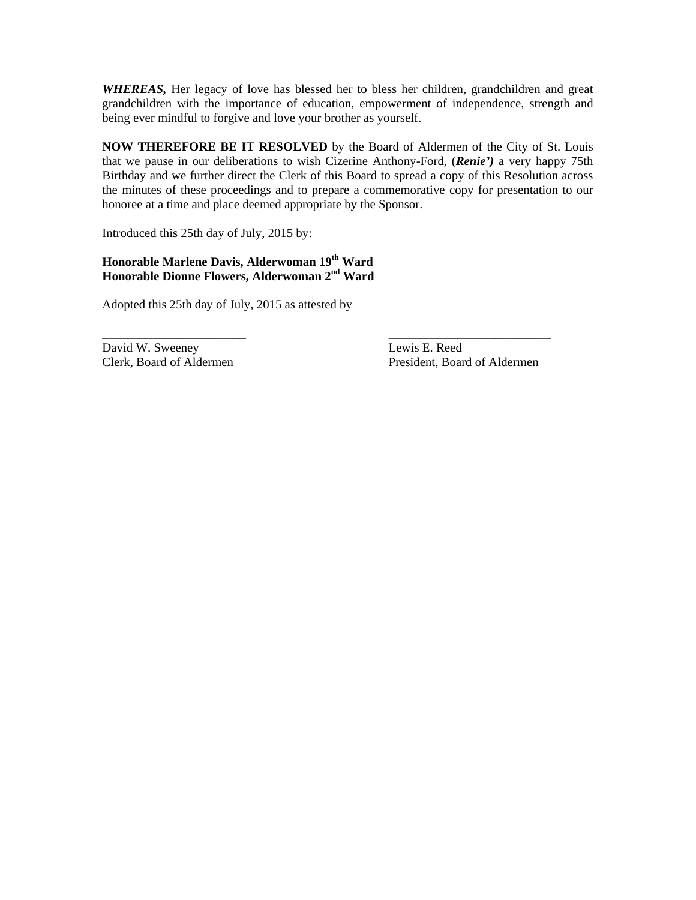***WHEREAS,*** Her legacy of love has blessed her to bless her children, grandchildren and great grandchildren with the importance of education, empowerment of independence, strength and being ever mindful to forgive and love your brother as yourself.

**NOW THEREFORE BE IT RESOLVED** by the Board of Aldermen of the City of St. Louis that we pause in our deliberations to wish Cizerine Anthony-Ford, (***Renie')*** a very happy 75th Birthday and we further direct the Clerk of this Board to spread a copy of this Resolution across the minutes of these proceedings and to prepare a commemorative copy for presentation to our honoree at a time and place deemed appropriate by the Sponsor.

Introduced this 25th day of July, 2015 by:

**Honorable Marlene Davis, Alderwoman 19th Ward**
**Honorable Dionne Flowers, Alderwoman 2nd Ward**

Adopted this 25th day of July, 2015 as attested by

| | |
|---|---|
| _______________________ | __________________________ |
| David W. Sweeney | Lewis E. Reed |
| Clerk, Board of Aldermen | President, Board of Aldermen |